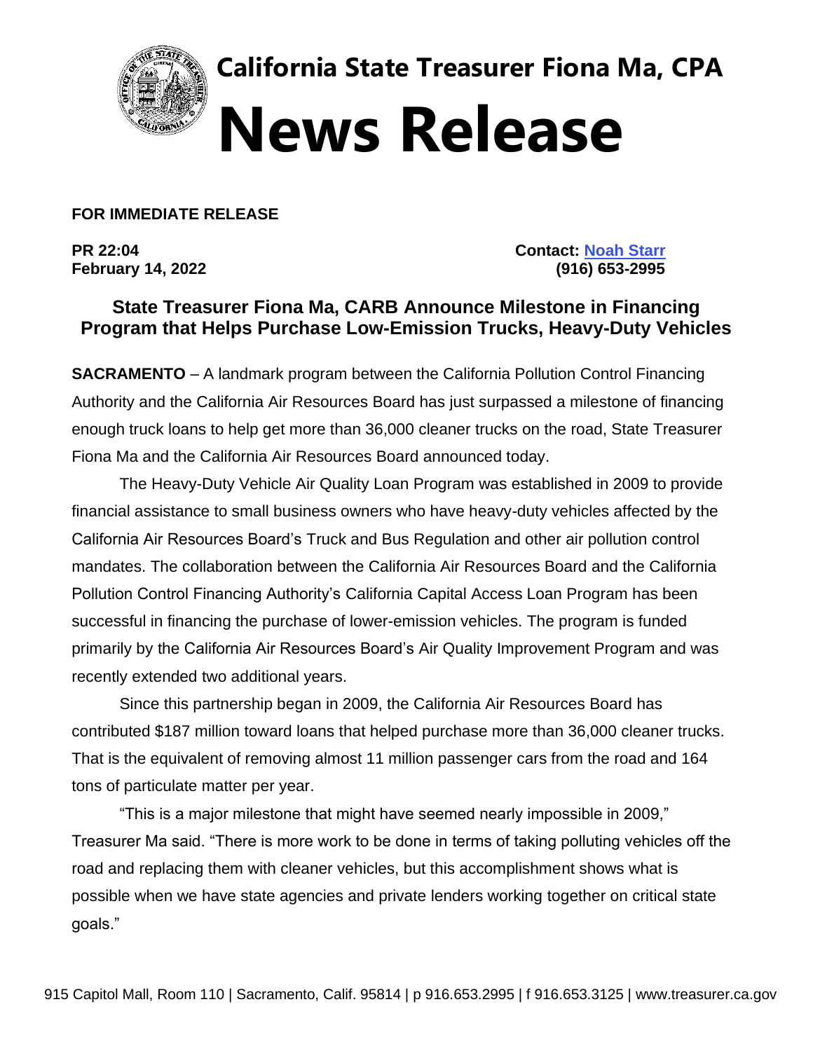# California State Treasurer Fiona Ma, CPA

# News Release

**FOR IMMEDIATE RELEASE**

**PR 22:04**
**February 14, 2022**

**Contact: Noah Starr**
**(916) 653-2995**

## State Treasurer Fiona Ma, CARB Announce Milestone in Financing Program that Helps Purchase Low-Emission Trucks, Heavy-Duty Vehicles

**SACRAMENTO** – A landmark program between the California Pollution Control Financing Authority and the California Air Resources Board has just surpassed a milestone of financing enough truck loans to help get more than 36,000 cleaner trucks on the road, State Treasurer Fiona Ma and the California Air Resources Board announced today.

The Heavy-Duty Vehicle Air Quality Loan Program was established in 2009 to provide financial assistance to small business owners who have heavy-duty vehicles affected by the California Air Resources Board's Truck and Bus Regulation and other air pollution control mandates. The collaboration between the California Air Resources Board and the California Pollution Control Financing Authority's California Capital Access Loan Program has been successful in financing the purchase of lower-emission vehicles. The program is funded primarily by the California Air Resources Board's Air Quality Improvement Program and was recently extended two additional years.

Since this partnership began in 2009, the California Air Resources Board has contributed $187 million toward loans that helped purchase more than 36,000 cleaner trucks. That is the equivalent of removing almost 11 million passenger cars from the road and 164 tons of particulate matter per year.

"This is a major milestone that might have seemed nearly impossible in 2009," Treasurer Ma said. "There is more work to be done in terms of taking polluting vehicles off the road and replacing them with cleaner vehicles, but this accomplishment shows what is possible when we have state agencies and private lenders working together on critical state goals."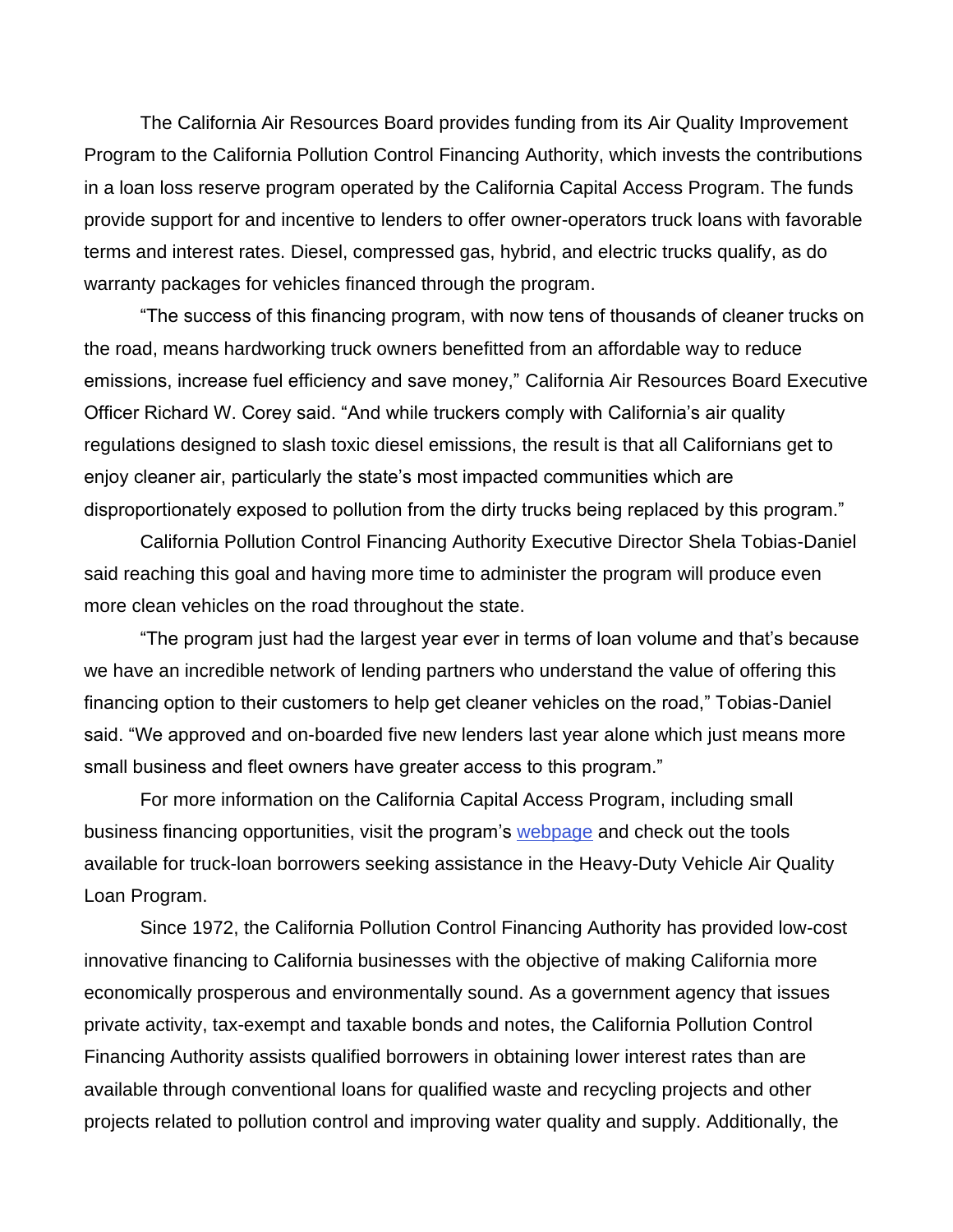The California Air Resources Board provides funding from its Air Quality Improvement Program to the California Pollution Control Financing Authority, which invests the contributions in a loan loss reserve program operated by the California Capital Access Program. The funds provide support for and incentive to lenders to offer owner-operators truck loans with favorable terms and interest rates. Diesel, compressed gas, hybrid, and electric trucks qualify, as do warranty packages for vehicles financed through the program.

"The success of this financing program, with now tens of thousands of cleaner trucks on the road, means hardworking truck owners benefitted from an affordable way to reduce emissions, increase fuel efficiency and save money," California Air Resources Board Executive Officer Richard W. Corey said. "And while truckers comply with California's air quality regulations designed to slash toxic diesel emissions, the result is that all Californians get to enjoy cleaner air, particularly the state's most impacted communities which are disproportionately exposed to pollution from the dirty trucks being replaced by this program."

California Pollution Control Financing Authority Executive Director Shela Tobias-Daniel said reaching this goal and having more time to administer the program will produce even more clean vehicles on the road throughout the state.

"The program just had the largest year ever in terms of loan volume and that's because we have an incredible network of lending partners who understand the value of offering this financing option to their customers to help get cleaner vehicles on the road," Tobias-Daniel said. "We approved and on-boarded five new lenders last year alone which just means more small business and fleet owners have greater access to this program."

For more information on the California Capital Access Program, including small business financing opportunities, visit the program's webpage and check out the tools available for truck-loan borrowers seeking assistance in the Heavy-Duty Vehicle Air Quality Loan Program.

Since 1972, the California Pollution Control Financing Authority has provided low-cost innovative financing to California businesses with the objective of making California more economically prosperous and environmentally sound. As a government agency that issues private activity, tax-exempt and taxable bonds and notes, the California Pollution Control Financing Authority assists qualified borrowers in obtaining lower interest rates than are available through conventional loans for qualified waste and recycling projects and other projects related to pollution control and improving water quality and supply. Additionally, the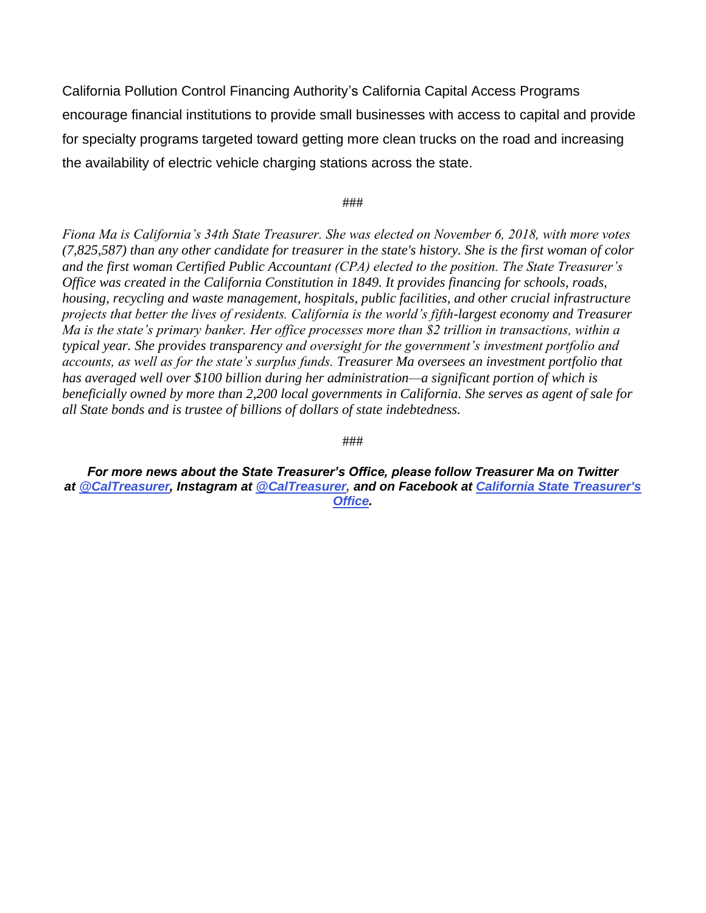California Pollution Control Financing Authority's California Capital Access Programs encourage financial institutions to provide small businesses with access to capital and provide for specialty programs targeted toward getting more clean trucks on the road and increasing the availability of electric vehicle charging stations across the state.

###

*Fiona Ma is California's 34th State Treasurer. She was elected on November 6, 2018, with more votes (7,825,587) than any other candidate for treasurer in the state's history. She is the first woman of color and the first woman Certified Public Accountant (CPA) elected to the position. The State Treasurer's Office was created in the California Constitution in 1849. It provides financing for schools, roads, housing, recycling and waste management, hospitals, public facilities, and other crucial infrastructure projects that better the lives of residents. California is the world's fifth-largest economy and Treasurer Ma is the state's primary banker. Her office processes more than $2 trillion in transactions, within a typical year. She provides transparency and oversight for the government's investment portfolio and accounts, as well as for the state's surplus funds. Treasurer Ma oversees an investment portfolio that has averaged well over $100 billion during her administration—a significant portion of which is beneficially owned by more than 2,200 local governments in California. She serves as agent of sale for all State bonds and is trustee of billions of dollars of state indebtedness.*

###

***For more news about the State Treasurer's Office, please follow Treasurer Ma on Twitter at @CalTreasurer, Instagram at @CalTreasurer, and on Facebook at California State Treasurer's Office.***